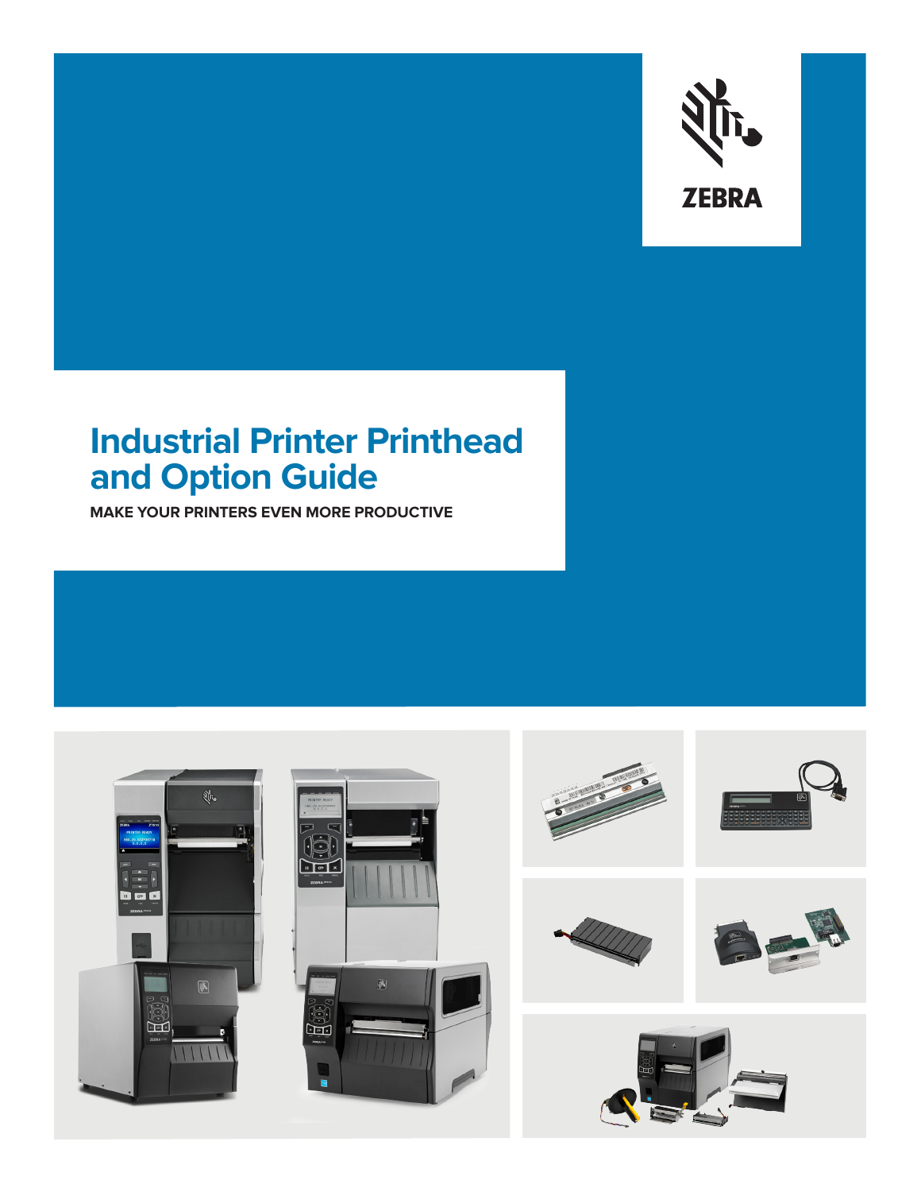# Industrial Printer Printhead and Option Guide

**MAKE YOUR PRINTERS EVEN MORE PRODUCTIVE**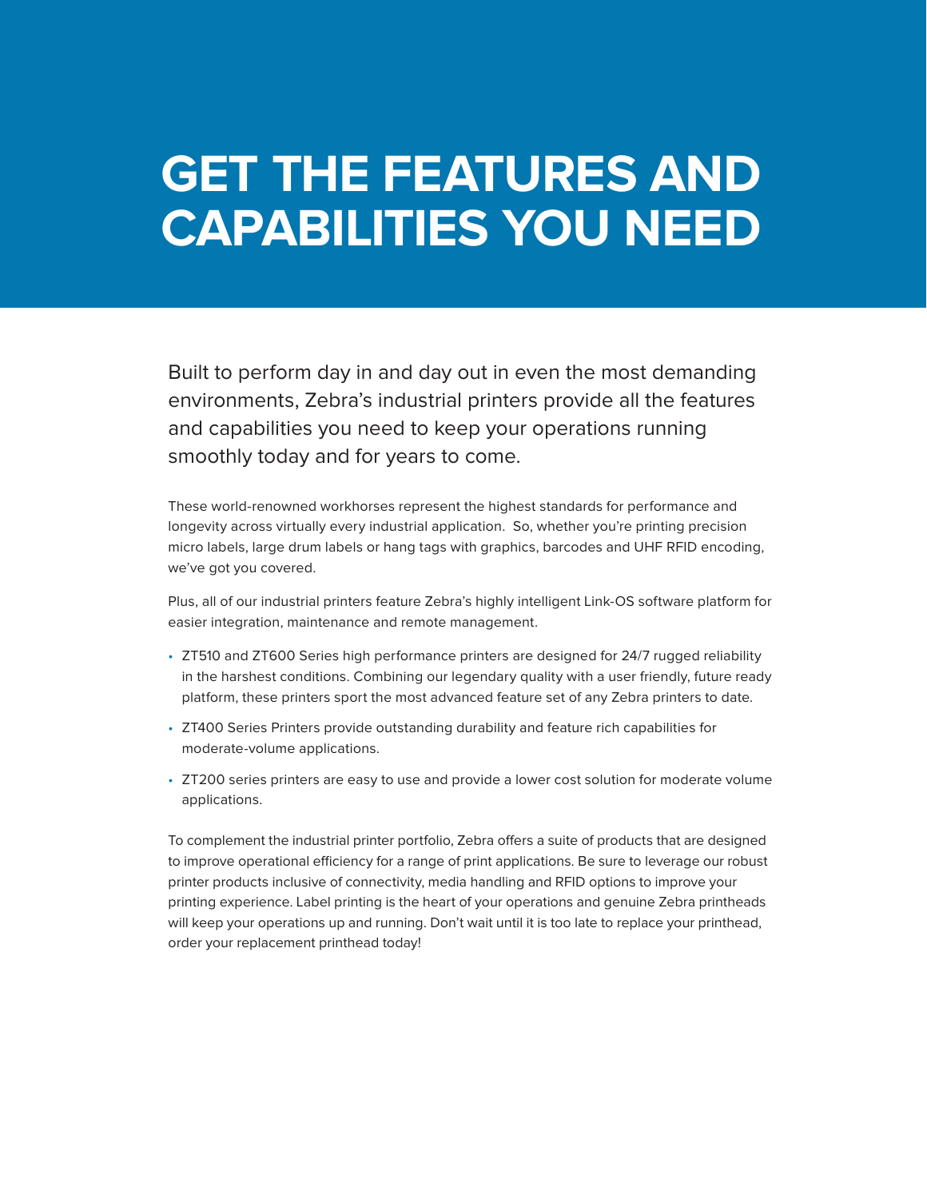# GET THE FEATURES AND CAPABILITIES YOU NEED

Built to perform day in and day out in even the most demanding environments, Zebra's industrial printers provide all the features and capabilities you need to keep your operations running smoothly today and for years to come.

These world-renowned workhorses represent the highest standards for performance and longevity across virtually every industrial application.  So, whether you're printing precision micro labels, large drum labels or hang tags with graphics, barcodes and UHF RFID encoding, we've got you covered.

Plus, all of our industrial printers feature Zebra's highly intelligent Link-OS software platform for easier integration, maintenance and remote management.

- ZT510 and ZT600 Series high performance printers are designed for 24/7 rugged reliability in the harshest conditions. Combining our legendary quality with a user friendly, future ready platform, these printers sport the most advanced feature set of any Zebra printers to date.
- ZT400 Series Printers provide outstanding durability and feature rich capabilities for moderate-volume applications.
- ZT200 series printers are easy to use and provide a lower cost solution for moderate volume applications.

To complement the industrial printer portfolio, Zebra offers a suite of products that are designed to improve operational efficiency for a range of print applications. Be sure to leverage our robust printer products inclusive of connectivity, media handling and RFID options to improve your printing experience. Label printing is the heart of your operations and genuine Zebra printheads will keep your operations up and running. Don't wait until it is too late to replace your printhead, order your replacement printhead today!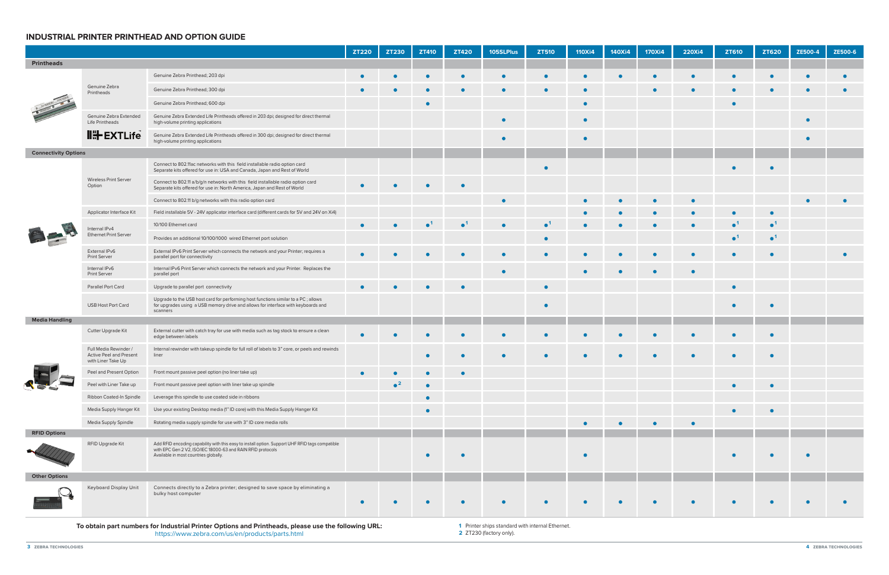## INDUSTRIAL PRINTER PRINTHEAD AND OPTION GUIDE

| | | | ZT220 | ZT230 | ZT410 | ZT420 | 105SLPlus | ZT510 | 110Xi4 | 140Xi4 | 170Xi4 | 220Xi4 | ZT610 | ZT620 | ZE500-4 | ZE500-6 |
|---|---|---|---|---|---|---|---|---|---|---|---|---|---|---|---|---|
| **Printheads** | | | | | | | | | | | | | | | | |
| | Genuine Zebra Printheads | Genuine Zebra Printhead; 203 dpi | ● | ● | ● | ● | ● | ● | ● | ● | ● | ● | ● | ● | ● | ● |
| | | Genuine Zebra Printhead; 300 dpi | ● | ● | ● | ● | ● | ● | ● | | ● | ● | ● | ● | ● | ● |
| | | Genuine Zebra Printhead; 600 dpi | | | ● | | | | ● | | | | ● | | | |
| | Genuine Zebra Extended Life Printheads | Genuine Zebra Extended Life Printheads offered in 203 dpi; designed for direct thermal high-volume printing applications | | | | | ● | | ● | | | | | | ● | |
| | EXTLife | Genuine Zebra Extended Life Printheads offered in 300 dpi; designed for direct thermal high-volume printing applications | | | | | ● | | ● | | | | | | ● | |
| **Connectivity Options** | | | | | | | | | | | | | | | | |
| | Wireless Print Server Option | Connect to 802.11ac networks with this field installable radio option card Separate kits offered for use in: USA and Canada, Japan and Rest of World | | | | | | ● | | | | | ● | ● | | |
| | | Connect to 802.11 a/b/g/n networks with this field installable radio option card Separate kits offered for use in: North America, Japan and Rest of World | ● | ● | ● | ● | | | | | | | | | | |
| | | Connect to 802.11 b/g networks with this radio option card | | | | | ● | | ● | ● | ● | ● | | | ● | ● |
| | Applicator Interface Kit | Field installable 5V - 24V applicator interface card (different cards for 5V and 24V on Xi4) | | | | | | | ● | ● | ● | ● | ● | ● | | |
| | Internal IPv4 Ethernet Print Server | 10/100 Ethernet card | ● | ● | ●[1] | ●[1] | ● | ●[1] | ● | ● | ● | ● | ●[1] | ●[1] | | |
| | | Provides an additional 10/100/1000 wired Ethernet port solution | | | | | | ● | | | | | ●[1] | ●[1] | | |
| | External IPv6 Print Server | External IPv6 Print Server which connects the network and your Printer; requires a parallel port for connectivity | ● | ● | ● | ● | ● | ● | ● | ● | ● | ● | ● | ● | | ● |
| | Internal IPv6 Print Server | Internal IPv6 Print Server which connects the network and your Printer. Replaces the parallel port | | | | | ● | | ● | ● | ● | ● | | | | |
| | Parallel Port Card | Upgrade to parallel port connectivity | ● | ● | ● | ● | | ● | | | | | ● | | | |
| | USB Host Port Card | Upgrade to the USB host card for performing host functions similar to a PC ; allows for upgrades using a USB memory drive and allows for interface with keyboards and scanners | | | | | | ● | | | | | ● | ● | | |
| **Media Handling** | | | | | | | | | | | | | | | | |
| | Cutter Upgrade Kit | External cutter with catch tray for use with media such as tag stock to ensure a clean edge between labels | ● | ● | ● | ● | ● | ● | ● | ● | ● | ● | ● | ● | | |
| | Full Media Rewinder / Active Peel and Present with Liner Take Up | Internal rewinder with takeup spindle for full roll of labels to 3" core, or peels and rewinds liner | | | ● | ● | ● | ● | ● | ● | ● | ● | ● | ● | | |
| | Peel and Present Option | Front mount passive peel option (no liner take up) | ● | ● | ● | ● | | | | | | | | | | |
| | Peel with Liner Take up | Front mount passive peel option with liner take up spindle | | ●[2] | ● | | | | | | | | ● | ● | | |
| | Ribbon Coated-In Spindle | Leverage this spindle to use coated side in ribbons | | | ● | | | | | | | | | | | |
| | Media Supply Hanger Kit | Use your existing Desktop media (1" ID core) with this Media Supply Hanger Kit | | | ● | | | | | | | | ● | ● | | |
| | Media Supply Spindle | Rotating media supply spindle for use with 3" ID core media rolls | | | | | | | ● | ● | ● | ● | | | | |
| **RFID Options** | | | | | | | | | | | | | | | | |
| | RFID Upgrade Kit | Add RFID encoding capability with this easy to install option. Support UHF RFID tags compatible with EPC Gen 2 V2, ISO/IEC 18000-63 and RAIN RFID protocols Available in most countries globally. | | | ● | ● | | | ● | | | | ● | ● | ● | |
| **Other Options** | | | | | | | | | | | | | | | | |
| | Keyboard Display Unit | Connects directly to a Zebra printer; designed to save space by eliminating a bulky host computer | ● | ● | ● | ● | ● | ● | ● | ● | ● | ● | ● | ● | ● | ● |

**To obtain part numbers for Industrial Printer Options and Printheads, please use the following URL:**
https://www.zebra.com/us/en/products/parts.html

1 Printer ships standard with internal Ethernet.
2 ZT230 (factory only).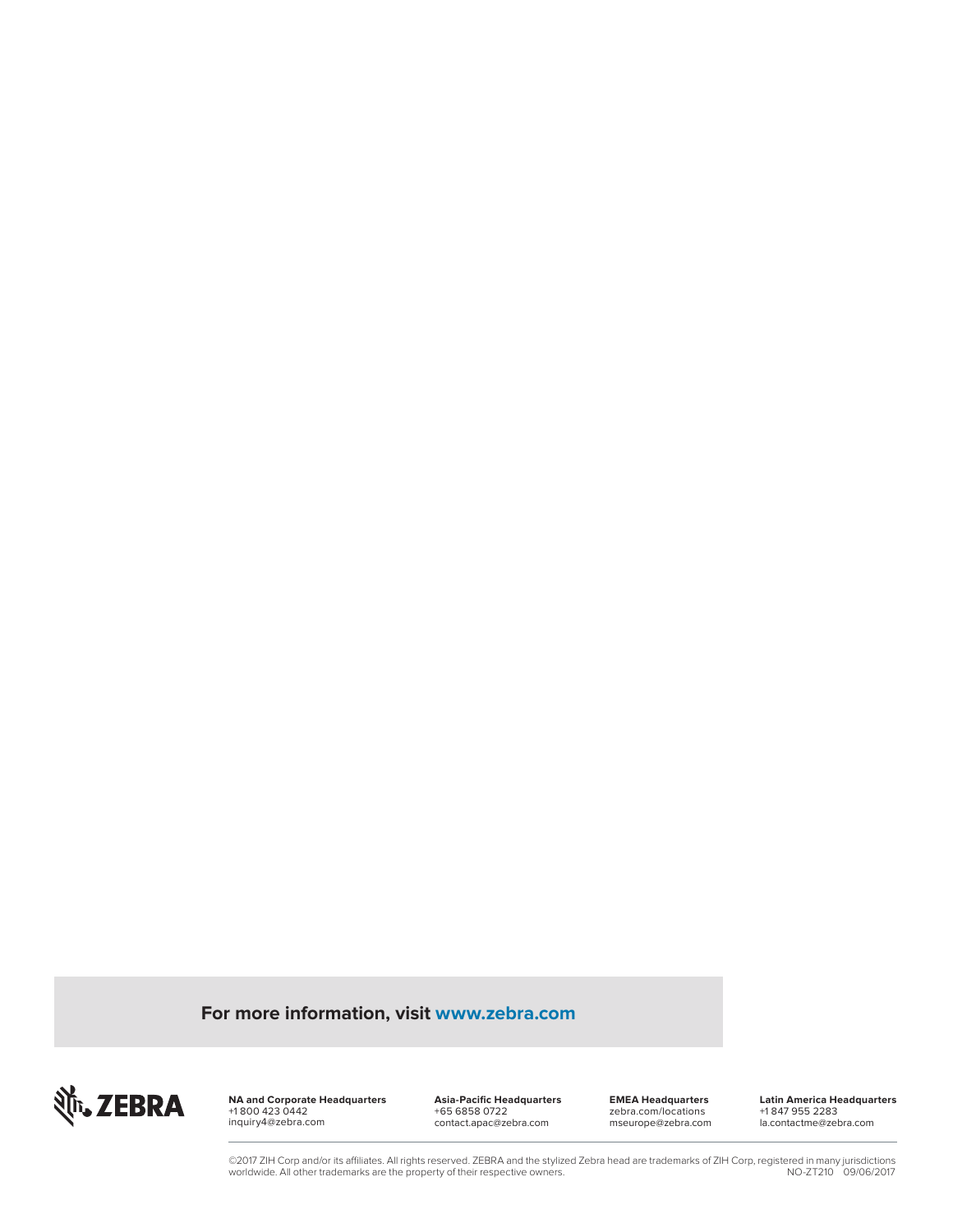**For more information, visit www.zebra.com**

ZEBRA

**NA and Corporate Headquarters**
+1 800 423 0442
inquiry4@zebra.com

**Asia-Pacific Headquarters**
+65 6858 0722
contact.apac@zebra.com

**EMEA Headquarters**
zebra.com/locations
mseurope@zebra.com

**Latin America Headquarters**
+1 847 955 2283
la.contactme@zebra.com

©2017 ZIH Corp and/or its affiliates. All rights reserved. ZEBRA and the stylized Zebra head are trademarks of ZIH Corp, registered in many jurisdictions worldwide. All other trademarks are the property of their respective owners. NO-ZT210 09/06/2017